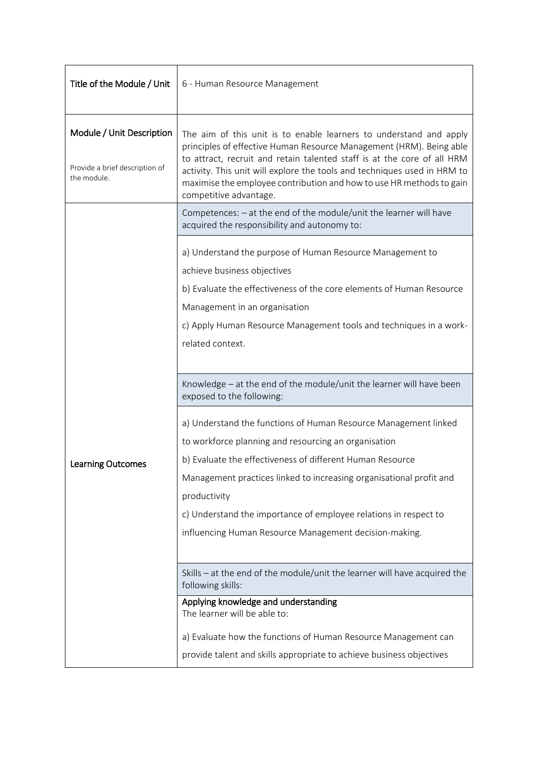| Title of the Module / Unit | 6 - Human Resource Management |
|---|---|
| **Module / Unit Description**<br><br>Provide a brief description of the module. | The aim of this unit is to enable learners to understand and apply principles of effective Human Resource Management (HRM). Being able to attract, recruit and retain talented staff is at the core of all HRM activity. This unit will explore the tools and techniques used in HRM to maximise the employee contribution and how to use HR methods to gain competitive advantage. |
| **Learning Outcomes** | Competences: – at the end of the module/unit the learner will have acquired the responsibility and autonomy to:<br><br>a) Understand the purpose of Human Resource Management to achieve business objectives<br>b) Evaluate the effectiveness of the core elements of Human Resource Management in an organisation<br>c) Apply Human Resource Management tools and techniques in a work-related context.<br><br>Knowledge – at the end of the module/unit the learner will have been exposed to the following:<br><br>a) Understand the functions of Human Resource Management linked to workforce planning and resourcing an organisation<br>b) Evaluate the effectiveness of different Human Resource Management practices linked to increasing organisational profit and productivity<br>c) Understand the importance of employee relations in respect to influencing Human Resource Management decision-making.<br><br>Skills – at the end of the module/unit the learner will have acquired the following skills:<br><br>**Applying knowledge and understanding**<br>The learner will be able to:<br><br>a) Evaluate how the functions of Human Resource Management can provide talent and skills appropriate to achieve business objectives |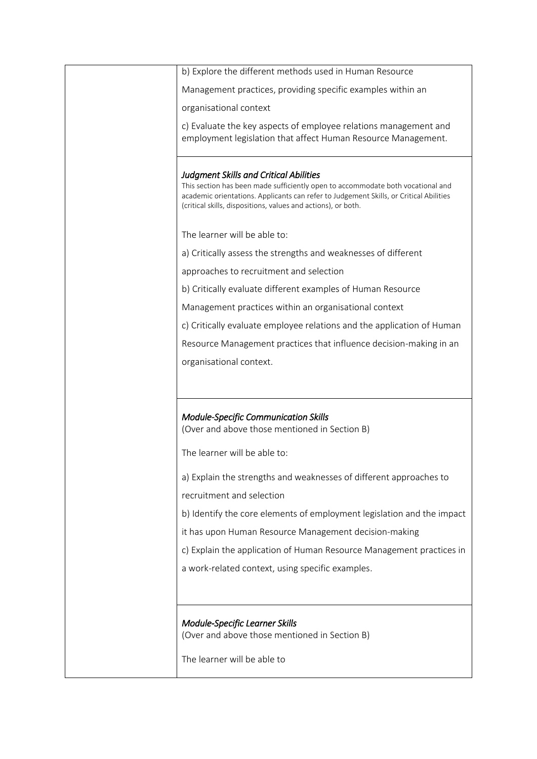b) Explore the different methods used in Human Resource Management practices, providing specific examples within an organisational context

c) Evaluate the key aspects of employee relations management and employment legislation that affect Human Resource Management.

*Judgment Skills and Critical Abilities*

This section has been made sufficiently open to accommodate both vocational and academic orientations. Applicants can refer to Judgement Skills, or Critical Abilities (critical skills, dispositions, values and actions), or both.

The learner will be able to:

a) Critically assess the strengths and weaknesses of different approaches to recruitment and selection

b) Critically evaluate different examples of Human Resource Management practices within an organisational context

c) Critically evaluate employee relations and the application of Human Resource Management practices that influence decision-making in an organisational context.

*Module-Specific Communication Skills*

(Over and above those mentioned in Section B)

The learner will be able to:

a) Explain the strengths and weaknesses of different approaches to recruitment and selection

b) Identify the core elements of employment legislation and the impact it has upon Human Resource Management decision-making

c) Explain the application of Human Resource Management practices in a work-related context, using specific examples.

*Module-Specific Learner Skills*

(Over and above those mentioned in Section B)

The learner will be able to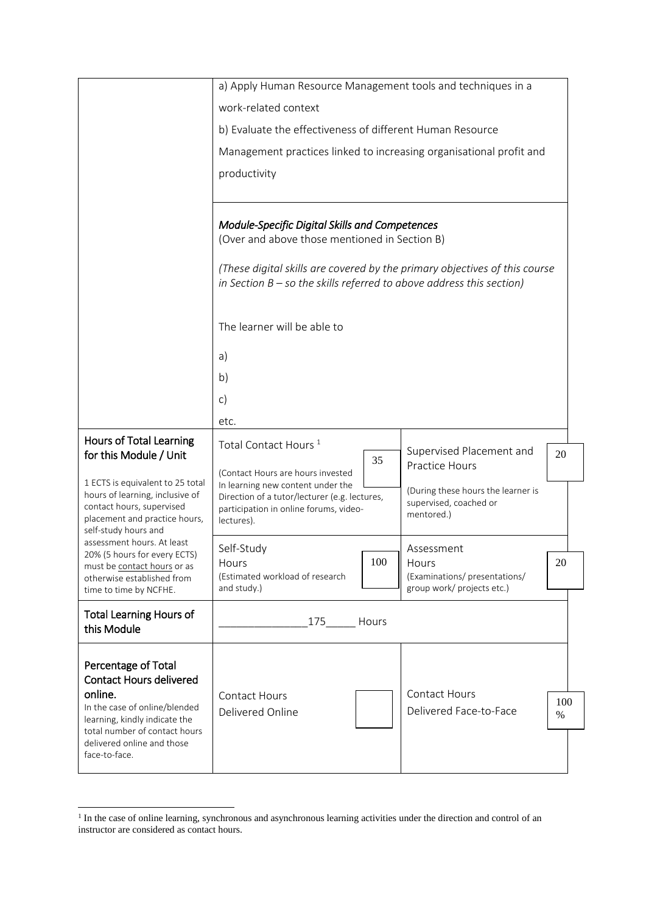| | | |
|---|---|---|
| | a) Apply Human Resource Management tools and techniques in a work-related context<br>b) Evaluate the effectiveness of different Human Resource Management practices linked to increasing organisational profit and productivity | |
| | ***Module-Specific Digital Skills and Competences***<br>(Over and above those mentioned in Section B)<br>*(These digital skills are covered by the primary objectives of this course in Section B – so the skills referred to above address this section)*<br>The learner will be able to<br>a)<br>b)<br>c)<br>etc. | |
| **Hours of Total Learning for this Module / Unit**<br>1 ECTS is equivalent to 25 total hours of learning, inclusive of contact hours, supervised placement and practice hours, self-study hours and assessment hours. At least 20% (5 hours for every ECTS) must be contact hours or as otherwise established from time to time by NCFHE. | Total Contact Hours [1] 35<br>(Contact Hours are hours invested In learning new content under the Direction of a tutor/lecturer (e.g. lectures, participation in online forums, video-lectures). | Supervised Placement and Practice Hours 20<br>(During these hours the learner is supervised, coached or mentored.) |
| | Self-Study Hours 100<br>(Estimated workload of research and study.) | Assessment Hours 20<br>(Examinations/ presentations/ group work/ projects etc.) |
| **Total Learning Hours of this Module** | \_\_\_\_\_\_\_\_\_\_\_\_\_\_\_175\_\_\_\_\_ Hours | |
| **Percentage of Total Contact Hours delivered online.**<br>In the case of online/blended learning, kindly indicate the total number of contact hours delivered online and those face-to-face. | Contact Hours Delivered Online | Contact Hours Delivered Face-to-Face 100 % |

[1] In the case of online learning, synchronous and asynchronous learning activities under the direction and control of an instructor are considered as contact hours.